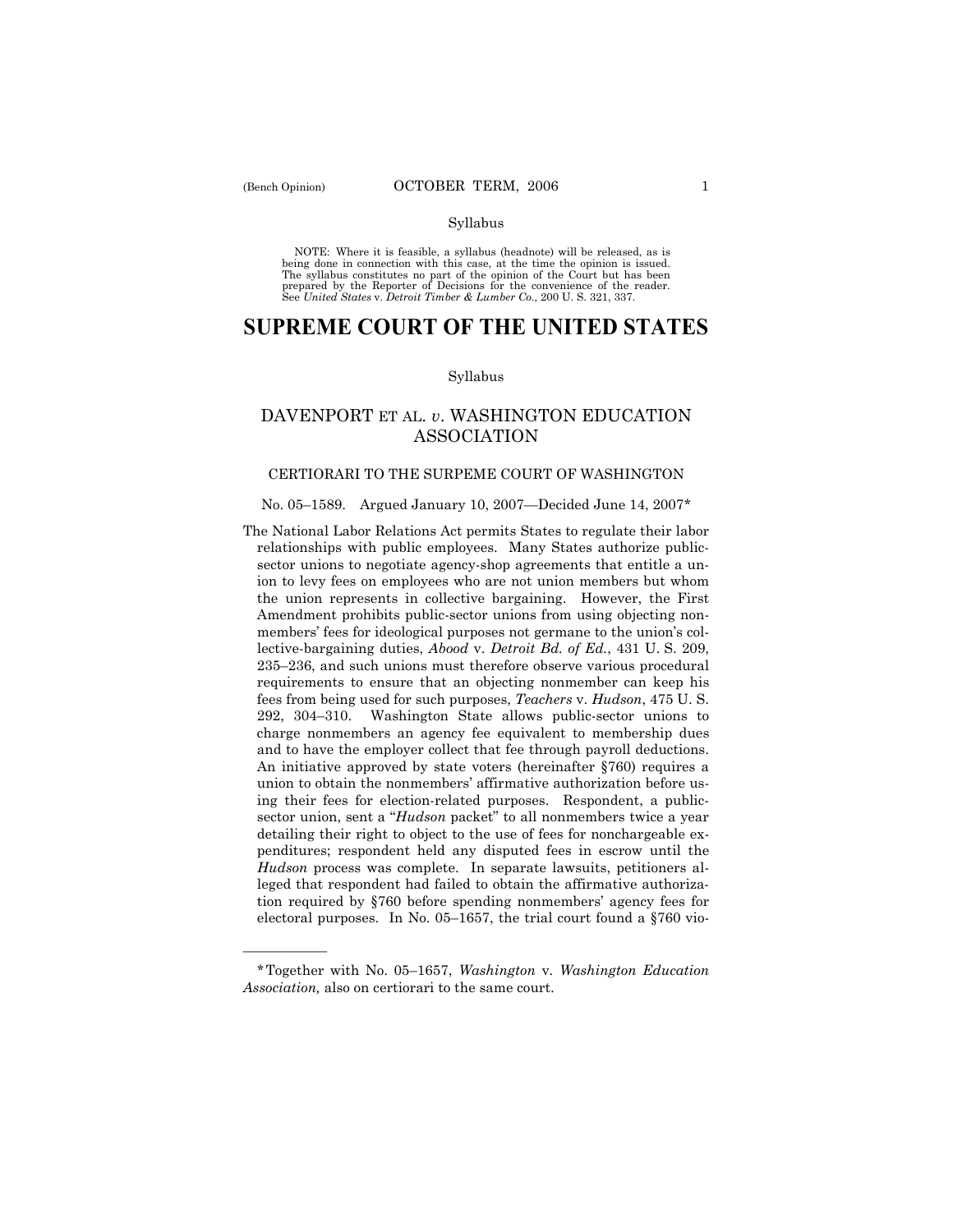(Bench Opinion)

Syllabus

NOTE: Where it is feasible, a syllabus (headnote) will be released, as is being done in connection with this case, at the time the opinion is issued. The syllabus constitutes no part of the opinion of the Court but has been prepared by the Reporter of Decisions for the convenience of the reader. See *United States* v. *Detroit Timber & Lumber Co.,* 200 U. S. 321, 337.

# SUPREME COURT OF THE UNITED STATES

Syllabus

## DAVENPORT ET AL. *v.* WASHINGTON EDUCATION ASSOCIATION

### CERTIORARI TO THE SURPEME COURT OF WASHINGTON

No. 05–1589. Argued January 10, 2007—Decided June 14, 2007*

The National Labor Relations Act permits States to regulate their labor relationships with public employees. Many States authorize public-sector unions to negotiate agency-shop agreements that entitle a union to levy fees on employees who are not union members but whom the union represents in collective bargaining. However, the First Amendment prohibits public-sector unions from using objecting nonmembers' fees for ideological purposes not germane to the union's collective-bargaining duties, *Abood* v. *Detroit Bd. of Ed.*, 431 U. S. 209, 235–236, and such unions must therefore observe various procedural requirements to ensure that an objecting nonmember can keep his fees from being used for such purposes, *Teachers* v. *Hudson*, 475 U. S. 292, 304–310. Washington State allows public-sector unions to charge nonmembers an agency fee equivalent to membership dues and to have the employer collect that fee through payroll deductions. An initiative approved by state voters (hereinafter §760) requires a union to obtain the nonmembers' affirmative authorization before using their fees for election-related purposes. Respondent, a public-sector union, sent a "*Hudson* packet" to all nonmembers twice a year detailing their right to object to the use of fees for nonchargeable expenditures; respondent held any disputed fees in escrow until the *Hudson* process was complete. In separate lawsuits, petitioners alleged that respondent had failed to obtain the affirmative authorization required by §760 before spending nonmembers' agency fees for electoral purposes. In No. 05–1657, the trial court found a §760 vio-

---

*Together with No. 05–1657, *Washington* v. *Washington Education Association,* also on certiorari to the same court.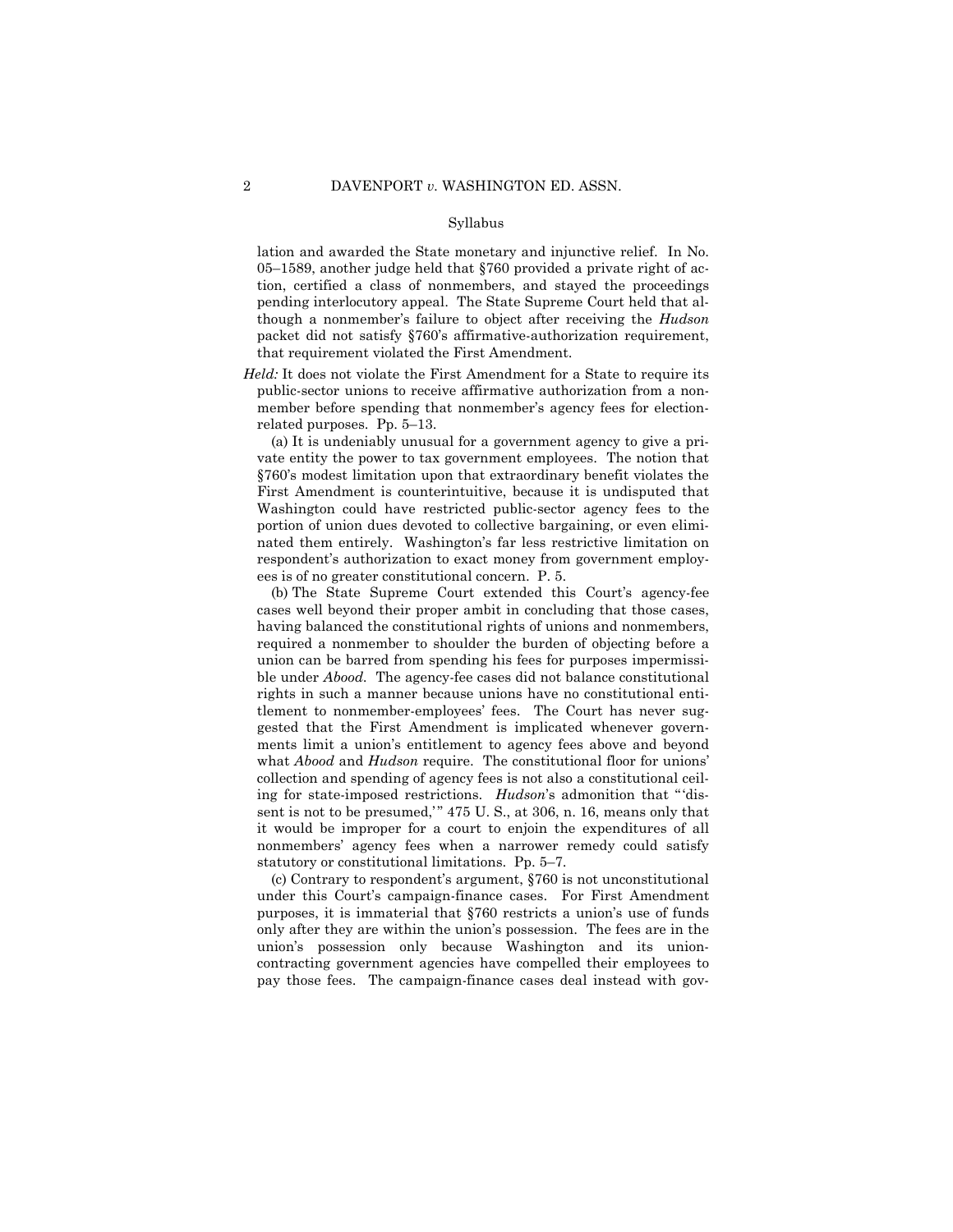Syllabus

lation and awarded the State monetary and injunctive relief. In No. 05–1589, another judge held that §760 provided a private right of action, certified a class of nonmembers, and stayed the proceedings pending interlocutory appeal. The State Supreme Court held that although a nonmember's failure to object after receiving the *Hudson* packet did not satisfy §760's affirmative-authorization requirement, that requirement violated the First Amendment.

*Held:* It does not violate the First Amendment for a State to require its public-sector unions to receive affirmative authorization from a nonmember before spending that nonmember's agency fees for election-related purposes. Pp. 5–13.

(a) It is undeniably unusual for a government agency to give a private entity the power to tax government employees. The notion that §760's modest limitation upon that extraordinary benefit violates the First Amendment is counterintuitive, because it is undisputed that Washington could have restricted public-sector agency fees to the portion of union dues devoted to collective bargaining, or even eliminated them entirely. Washington's far less restrictive limitation on respondent's authorization to exact money from government employees is of no greater constitutional concern. P. 5.

(b) The State Supreme Court extended this Court's agency-fee cases well beyond their proper ambit in concluding that those cases, having balanced the constitutional rights of unions and nonmembers, required a nonmember to shoulder the burden of objecting before a union can be barred from spending his fees for purposes impermissible under *Abood*. The agency-fee cases did not balance constitutional rights in such a manner because unions have no constitutional entitlement to nonmember-employees' fees. The Court has never suggested that the First Amendment is implicated whenever governments limit a union's entitlement to agency fees above and beyond what *Abood* and *Hudson* require. The constitutional floor for unions' collection and spending of agency fees is not also a constitutional ceiling for state-imposed restrictions. *Hudson*'s admonition that "'dissent is not to be presumed,'" 475 U. S., at 306, n. 16, means only that it would be improper for a court to enjoin the expenditures of all nonmembers' agency fees when a narrower remedy could satisfy statutory or constitutional limitations. Pp. 5–7.

(c) Contrary to respondent's argument, §760 is not unconstitutional under this Court's campaign-finance cases. For First Amendment purposes, it is immaterial that §760 restricts a union's use of funds only after they are within the union's possession. The fees are in the union's possession only because Washington and its union-contracting government agencies have compelled their employees to pay those fees. The campaign-finance cases deal instead with gov-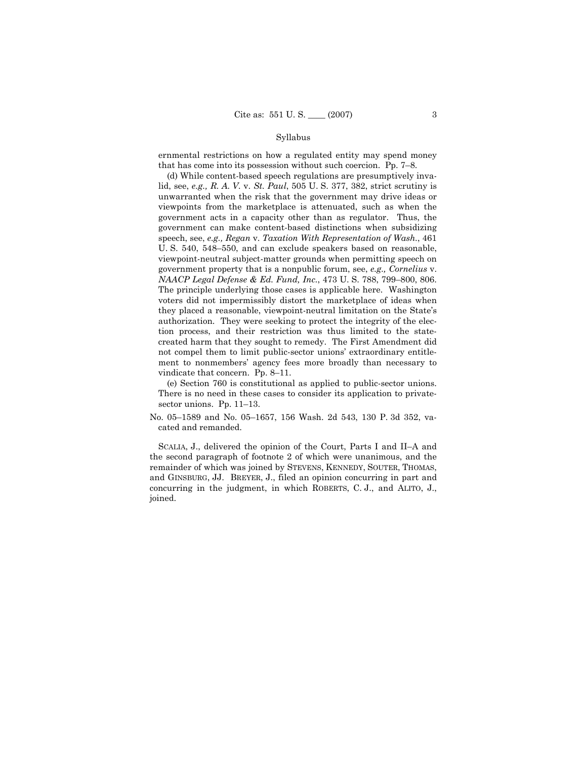ernmental restrictions on how a regulated entity may spend money that has come into its possession without such coercion. Pp. 7–8.

(d) While content-based speech regulations are presumptively invalid, see, *e.g., R. A. V.* v. *St. Paul*, 505 U. S. 377, 382, strict scrutiny is unwarranted when the risk that the government may drive ideas or viewpoints from the marketplace is attenuated, such as when the government acts in a capacity other than as regulator. Thus, the government can make content-based distinctions when subsidizing speech, see, *e.g., Regan* v. *Taxation With Representation of Wash.*, 461 U. S. 540, 548–550, and can exclude speakers based on reasonable, viewpoint-neutral subject-matter grounds when permitting speech on government property that is a nonpublic forum, see, *e.g., Cornelius* v. *NAACP Legal Defense & Ed. Fund, Inc.*, 473 U. S. 788, 799–800, 806. The principle underlying those cases is applicable here. Washington voters did not impermissibly distort the marketplace of ideas when they placed a reasonable, viewpoint-neutral limitation on the State's authorization. They were seeking to protect the integrity of the election process, and their restriction was thus limited to the state-created harm that they sought to remedy. The First Amendment did not compel them to limit public-sector unions' extraordinary entitlement to nonmembers' agency fees more broadly than necessary to vindicate that concern. Pp. 8–11.

(e) Section 760 is constitutional as applied to public-sector unions. There is no need in these cases to consider its application to private-sector unions. Pp. 11–13.

No. 05–1589 and No. 05–1657, 156 Wash. 2d 543, 130 P. 3d 352, vacated and remanded.

SCALIA, J., delivered the opinion of the Court, Parts I and II–A and the second paragraph of footnote 2 of which were unanimous, and the remainder of which was joined by STEVENS, KENNEDY, SOUTER, THOMAS, and GINSBURG, JJ. BREYER, J., filed an opinion concurring in part and concurring in the judgment, in which ROBERTS, C. J., and ALITO, J., joined.